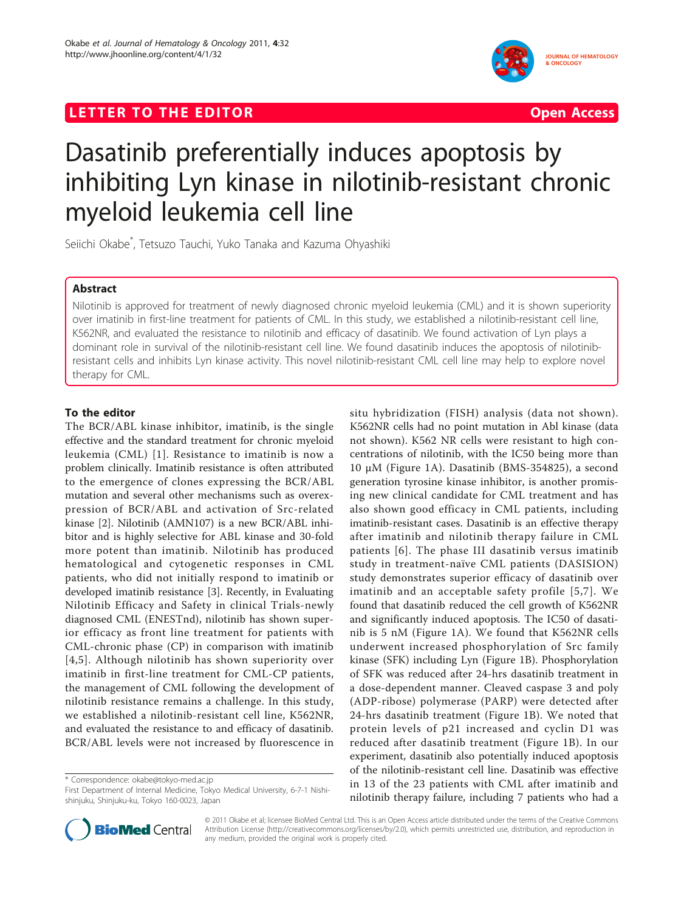LETTER TO THE EDITOR Open Access

# Dasatinib preferentially induces apoptosis by inhibiting Lyn kinase in nilotinib-resistant chronic myeloid leukemia cell line

Seiichi Okabe*, Tetsuzo Tauchi, Yuko Tanaka and Kazuma Ohyashiki

## Abstract

Nilotinib is approved for treatment of newly diagnosed chronic myeloid leukemia (CML) and it is shown superiority over imatinib in first-line treatment for patients of CML. In this study, we established a nilotinib-resistant cell line, K562NR, and evaluated the resistance to nilotinib and efficacy of dasatinib. We found activation of Lyn plays a dominant role in survival of the nilotinib-resistant cell line. We found dasatinib induces the apoptosis of nilotinib-resistant cells and inhibits Lyn kinase activity. This novel nilotinib-resistant CML cell line may help to explore novel therapy for CML.

## To the editor

The BCR/ABL kinase inhibitor, imatinib, is the single effective and the standard treatment for chronic myeloid leukemia (CML) [1]. Resistance to imatinib is now a problem clinically. Imatinib resistance is often attributed to the emergence of clones expressing the BCR/ABL mutation and several other mechanisms such as overexpression of BCR/ABL and activation of Src-related kinase [2]. Nilotinib (AMN107) is a new BCR/ABL inhibitor and is highly selective for ABL kinase and 30-fold more potent than imatinib. Nilotinib has produced hematological and cytogenetic responses in CML patients, who did not initially respond to imatinib or developed imatinib resistance [3]. Recently, in Evaluating Nilotinib Efficacy and Safety in clinical Trials-newly diagnosed CML (ENESTnd), nilotinib has shown superior efficacy as front line treatment for patients with CML-chronic phase (CP) in comparison with imatinib [4,5]. Although nilotinib has shown superiority over imatinib in first-line treatment for CML-CP patients, the management of CML following the development of nilotinib resistance remains a challenge. In this study, we established a nilotinib-resistant cell line, K562NR, and evaluated the resistance to and efficacy of dasatinib. BCR/ABL levels were not increased by fluorescence in situ hybridization (FISH) analysis (data not shown). K562NR cells had no point mutation in Abl kinase (data not shown). K562 NR cells were resistant to high concentrations of nilotinib, with the IC50 being more than 10 μM (Figure 1A). Dasatinib (BMS-354825), a second generation tyrosine kinase inhibitor, is another promising new clinical candidate for CML treatment and has also shown good efficacy in CML patients, including imatinib-resistant cases. Dasatinib is an effective therapy after imatinib and nilotinib therapy failure in CML patients [6]. The phase III dasatinib versus imatinib study in treatment-naïve CML patients (DASISION) study demonstrates superior efficacy of dasatinib over imatinib and an acceptable safety profile [5,7]. We found that dasatinib reduced the cell growth of K562NR and significantly induced apoptosis. The IC50 of dasatinib is 5 nM (Figure 1A). We found that K562NR cells underwent increased phosphorylation of Src family kinase (SFK) including Lyn (Figure 1B). Phosphorylation of SFK was reduced after 24-hrs dasatinib treatment in a dose-dependent manner. Cleaved caspase 3 and poly (ADP-ribose) polymerase (PARP) were detected after 24-hrs dasatinib treatment (Figure 1B). We noted that protein levels of p21 increased and cyclin D1 was reduced after dasatinib treatment (Figure 1B). In our experiment, dasatinib also potentially induced apoptosis of the nilotinib-resistant cell line. Dasatinib was effective in 13 of the 23 patients with CML after imatinib and nilotinib therapy failure, including 7 patients who had a

* Correspondence: okabe@tokyo-med.ac.jp
First Department of Internal Medicine, Tokyo Medical University, 6-7-1 Nishi-shinjuku, Shinjuku-ku, Tokyo 160-0023, Japan

© 2011 Okabe et al; licensee BioMed Central Ltd. This is an Open Access article distributed under the terms of the Creative Commons Attribution License (http://creativecommons.org/licenses/by/2.0), which permits unrestricted use, distribution, and reproduction in any medium, provided the original work is properly cited.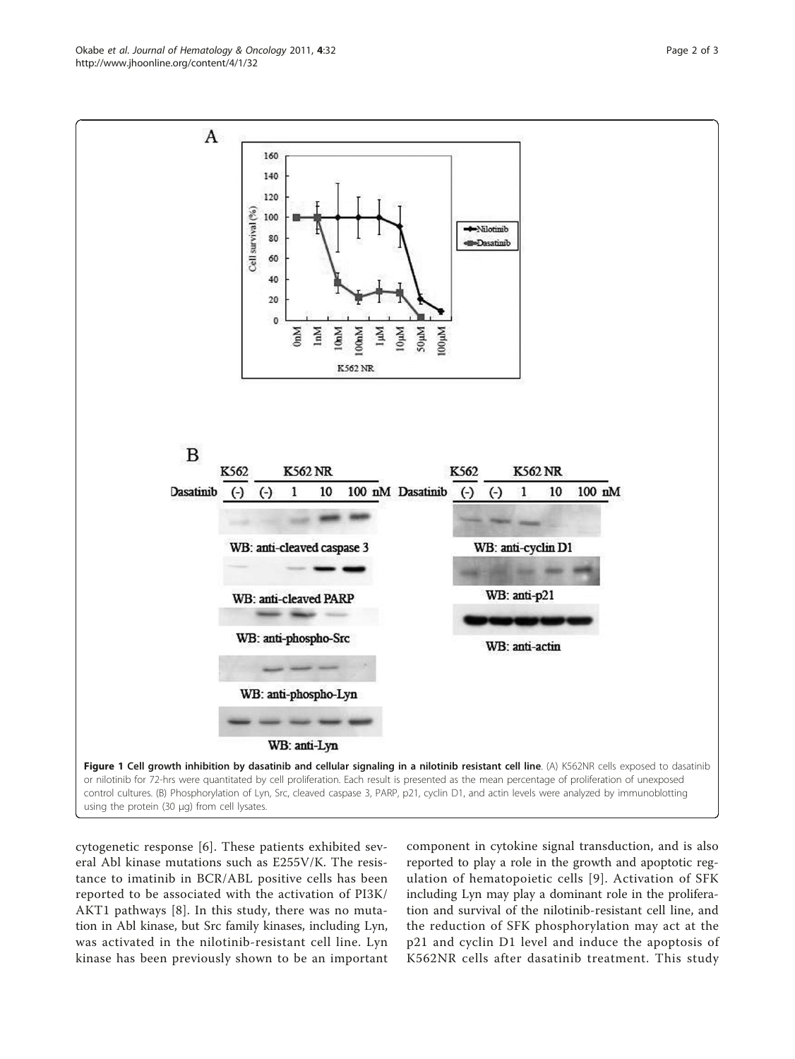**Figure 1 Cell growth inhibition by dasatinib and cellular signaling in a nilotinib resistant cell line**. (A) K562NR cells exposed to dasatinib or nilotinib for 72-hrs were quantitated by cell proliferation. Each result is presented as the mean percentage of proliferation of unexposed control cultures. (B) Phosphorylation of Lyn, Src, cleaved caspase 3, PARP, p21, cyclin D1, and actin levels were analyzed by immunoblotting using the protein (30 μg) from cell lysates.

cytogenetic response [6]. These patients exhibited several Abl kinase mutations such as E255V/K. The resistance to imatinib in BCR/ABL positive cells has been reported to be associated with the activation of PI3K/AKT1 pathways [8]. In this study, there was no mutation in Abl kinase, but Src family kinases, including Lyn, was activated in the nilotinib-resistant cell line. Lyn kinase has been previously shown to be an important component in cytokine signal transduction, and is also reported to play a role in the growth and apoptotic regulation of hematopoietic cells [9]. Activation of SFK including Lyn may play a dominant role in the proliferation and survival of the nilotinib-resistant cell line, and the reduction of SFK phosphorylation may act at the p21 and cyclin D1 level and induce the apoptosis of K562NR cells after dasatinib treatment. This study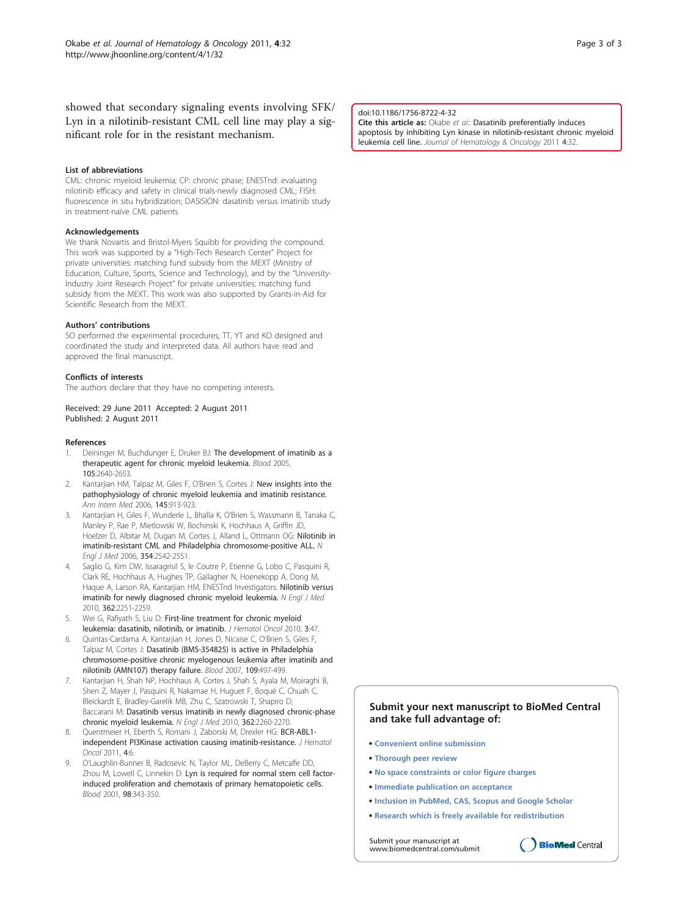showed that secondary signaling events involving SFK/Lyn in a nilotinib-resistant CML cell line may play a significant role for in the resistant mechanism.

### List of abbreviations

CML: chronic myeloid leukemia; CP: chronic phase; ENESTnd: evaluating nilotinib efficacy and safety in clinical trials-newly diagnosed CML; FISH: fluorescence in situ hybridization; DASISION: dasatinib versus imatinib study in treatment-naïve CML patients

### Acknowledgements

We thank Novartis and Bristol-Myers Squibb for providing the compound. This work was supported by a "High-Tech Research Center" Project for private universities: matching fund subsidy from the MEXT (Ministry of Education, Culture, Sports, Science and Technology), and by the "University-Industry Joint Research Project" for private universities: matching fund subsidy from the MEXT. This work was also supported by Grants-in-Aid for Scientific Research from the MEXT.

### Authors' contributions

SO performed the experimental procedures; TT, YT and KO designed and coordinated the study and interpreted data. All authors have read and approved the final manuscript.

### Conflicts of interests

The authors declare that they have no competing interests.

Received: 29 June 2011 Accepted: 2 August 2011
Published: 2 August 2011

### References

1. Deininger M, Buchdunger E, Druker BJ: **The development of imatinib as a therapeutic agent for chronic myeloid leukemia.** *Blood* 2005, **105**:2640-2653.
2. Kantarjian HM, Talpaz M, Giles F, O'Brien S, Cortes J: **New insights into the pathophysiology of chronic myeloid leukemia and imatinib resistance.** *Ann Intern Med* 2006, **145**:913-923.
3. Kantarjian H, Giles F, Wunderle L, Bhalla K, O'Brien S, Wassmann B, Tanaka C, Manley P, Rae P, Mietlowski W, Bochinski K, Hochhaus A, Griffin JD, Hoelzer D, Albitar M, Dugan M, Cortes J, Alland L, Ottmann OG: **Nilotinib in imatinib-resistant CML and Philadelphia chromosome-positive ALL.** *N Engl J Med* 2006, **354**:2542-2551.
4. Saglio G, Kim DW, Issaragrisil S, le Coutre P, Etienne G, Lobo C, Pasquini R, Clark RE, Hochhaus A, Hughes TP, Gallagher N, Hoenekopp A, Dong M, Haque A, Larson RA, Kantarjian HM, ENESTnd Investigators: **Nilotinib versus imatinib for newly diagnosed chronic myeloid leukemia.** *N Engl J Med* 2010, **362**:2251-2259.
5. Wei G, Rafiyath S, Liu D: **First-line treatment for chronic myeloid leukemia: dasatinib, nilotinib, or imatinib.** *J Hematol Oncol* 2010, **3**:47.
6. Quintas-Cardama A, Kantarjian H, Jones D, Nicaise C, O'Brien S, Giles F, Talpaz M, Cortes J: **Dasatinib (BMS-354825) is active in Philadelphia chromosome-positive chronic myelogenous leukemia after imatinib and nilotinib (AMN107) therapy failure.** *Blood* 2007, **109**:497-499.
7. Kantarjian H, Shah NP, Hochhaus A, Cortes J, Shah S, Ayala M, Moiraghi B, Shen Z, Mayer J, Pasquini R, Nakamae H, Huguet F, Boqué C, Chuah C, Bleickardt E, Bradley-Garelik MB, Zhu C, Szatrowski T, Shapiro D, Baccarani M: **Dasatinib versus imatinib in newly diagnosed chronic-phase chronic myeloid leukemia.** *N Engl J Med* 2010, **362**:2260-2270.
8. Quentmeier H, Eberth S, Romani J, Zaborski M, Drexler HG: **BCR-ABL1-independent PI3Kinase activation causing imatinib-resistance.** *J Hematol Oncol* 2011, **4**:6.
9. O'Laughlin-Bunner B, Radosevic N, Taylor ML, DeBerry C, Metcalfe DD, Zhou M, Lowell C, Linnekin D: **Lyn is required for normal stem cell factor-induced proliferation and chemotaxis of primary hematopoietic cells.** *Blood* 2001, **98**:343-350.

doi:10.1186/1756-8722-4-32
**Cite this article as:** Okabe *et al.*: Dasatinib preferentially induces apoptosis by inhibiting Lyn kinase in nilotinib-resistant chronic myeloid leukemia cell line. *Journal of Hematology & Oncology* 2011 **4**:32.

**Submit your next manuscript to BioMed Central and take full advantage of:**

- Convenient online submission
- Thorough peer review
- No space constraints or color figure charges
- Immediate publication on acceptance
- Inclusion in PubMed, CAS, Scopus and Google Scholar
- Research which is freely available for redistribution

Submit your manuscript at
www.biomedcentral.com/submit

BioMed Central